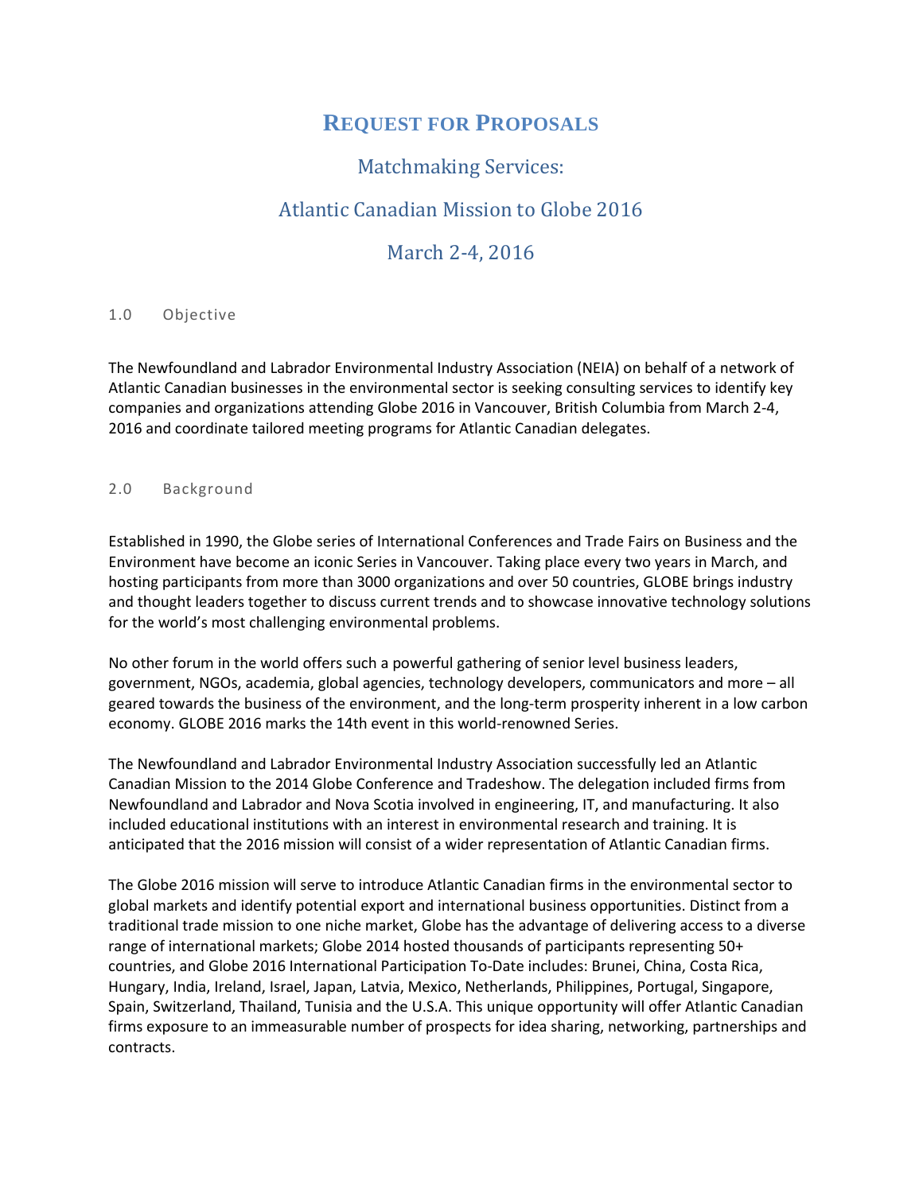# Request for Proposals

## Matchmaking Services:

## Atlantic Canadian Mission to Globe 2016

## March 2-4, 2016

### 1.0 Objective

The Newfoundland and Labrador Environmental Industry Association (NEIA) on behalf of a network of Atlantic Canadian businesses in the environmental sector is seeking consulting services to identify key companies and organizations attending Globe 2016 in Vancouver, British Columbia from March 2-4, 2016 and coordinate tailored meeting programs for Atlantic Canadian delegates.

### 2.0 Background

Established in 1990, the Globe series of International Conferences and Trade Fairs on Business and the Environment have become an iconic Series in Vancouver. Taking place every two years in March, and hosting participants from more than 3000 organizations and over 50 countries, GLOBE brings industry and thought leaders together to discuss current trends and to showcase innovative technology solutions for the world's most challenging environmental problems.

No other forum in the world offers such a powerful gathering of senior level business leaders, government, NGOs, academia, global agencies, technology developers, communicators and more – all geared towards the business of the environment, and the long-term prosperity inherent in a low carbon economy. GLOBE 2016 marks the 14th event in this world-renowned Series.

The Newfoundland and Labrador Environmental Industry Association successfully led an Atlantic Canadian Mission to the 2014 Globe Conference and Tradeshow. The delegation included firms from Newfoundland and Labrador and Nova Scotia involved in engineering, IT, and manufacturing. It also included educational institutions with an interest in environmental research and training. It is anticipated that the 2016 mission will consist of a wider representation of Atlantic Canadian firms.

The Globe 2016 mission will serve to introduce Atlantic Canadian firms in the environmental sector to global markets and identify potential export and international business opportunities. Distinct from a traditional trade mission to one niche market, Globe has the advantage of delivering access to a diverse range of international markets; Globe 2014 hosted thousands of participants representing 50+ countries, and Globe 2016 International Participation To-Date includes: Brunei, China, Costa Rica, Hungary, India, Ireland, Israel, Japan, Latvia, Mexico, Netherlands, Philippines, Portugal, Singapore, Spain, Switzerland, Thailand, Tunisia and the U.S.A. This unique opportunity will offer Atlantic Canadian firms exposure to an immeasurable number of prospects for idea sharing, networking, partnerships and contracts.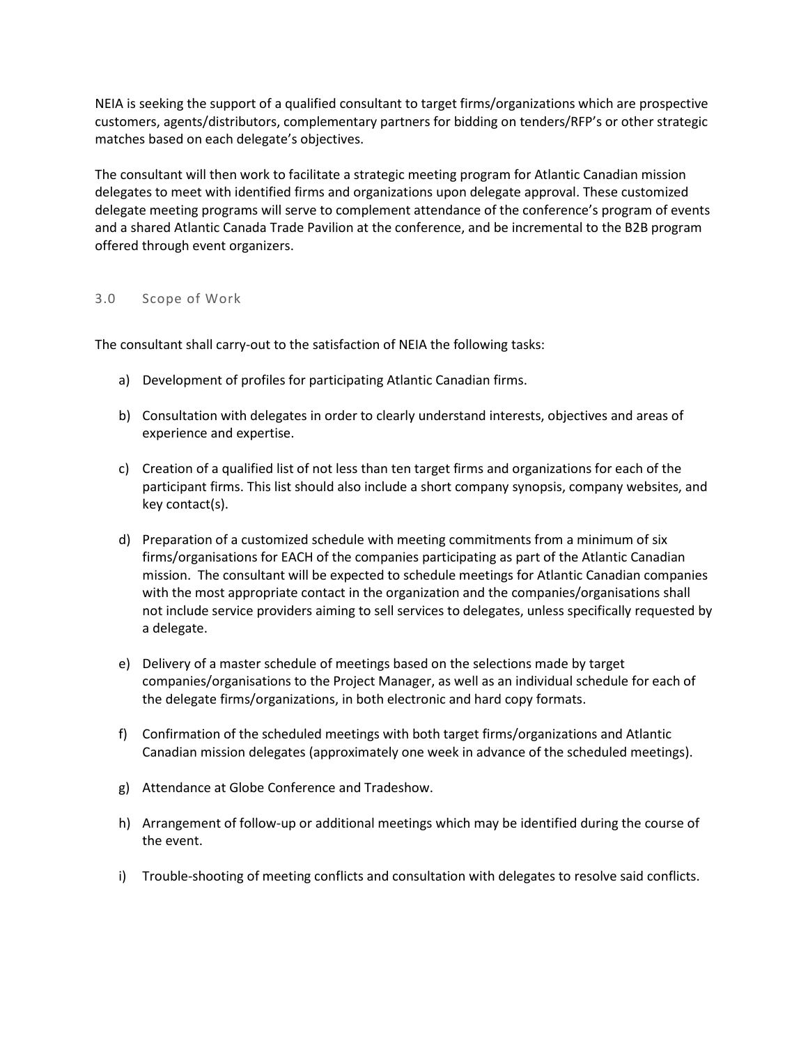NEIA is seeking the support of a qualified consultant to target firms/organizations which are prospective customers, agents/distributors, complementary partners for bidding on tenders/RFP's or other strategic matches based on each delegate's objectives.

The consultant will then work to facilitate a strategic meeting program for Atlantic Canadian mission delegates to meet with identified firms and organizations upon delegate approval. These customized delegate meeting programs will serve to complement attendance of the conference's program of events and a shared Atlantic Canada Trade Pavilion at the conference, and be incremental to the B2B program offered through event organizers.

## 3.0 Scope of Work

The consultant shall carry-out to the satisfaction of NEIA the following tasks:

a) Development of profiles for participating Atlantic Canadian firms.

b) Consultation with delegates in order to clearly understand interests, objectives and areas of experience and expertise.

c) Creation of a qualified list of not less than ten target firms and organizations for each of the participant firms. This list should also include a short company synopsis, company websites, and key contact(s).

d) Preparation of a customized schedule with meeting commitments from a minimum of six firms/organisations for EACH of the companies participating as part of the Atlantic Canadian mission. The consultant will be expected to schedule meetings for Atlantic Canadian companies with the most appropriate contact in the organization and the companies/organisations shall not include service providers aiming to sell services to delegates, unless specifically requested by a delegate.

e) Delivery of a master schedule of meetings based on the selections made by target companies/organisations to the Project Manager, as well as an individual schedule for each of the delegate firms/organizations, in both electronic and hard copy formats.

f) Confirmation of the scheduled meetings with both target firms/organizations and Atlantic Canadian mission delegates (approximately one week in advance of the scheduled meetings).

g) Attendance at Globe Conference and Tradeshow.

h) Arrangement of follow-up or additional meetings which may be identified during the course of the event.

i) Trouble-shooting of meeting conflicts and consultation with delegates to resolve said conflicts.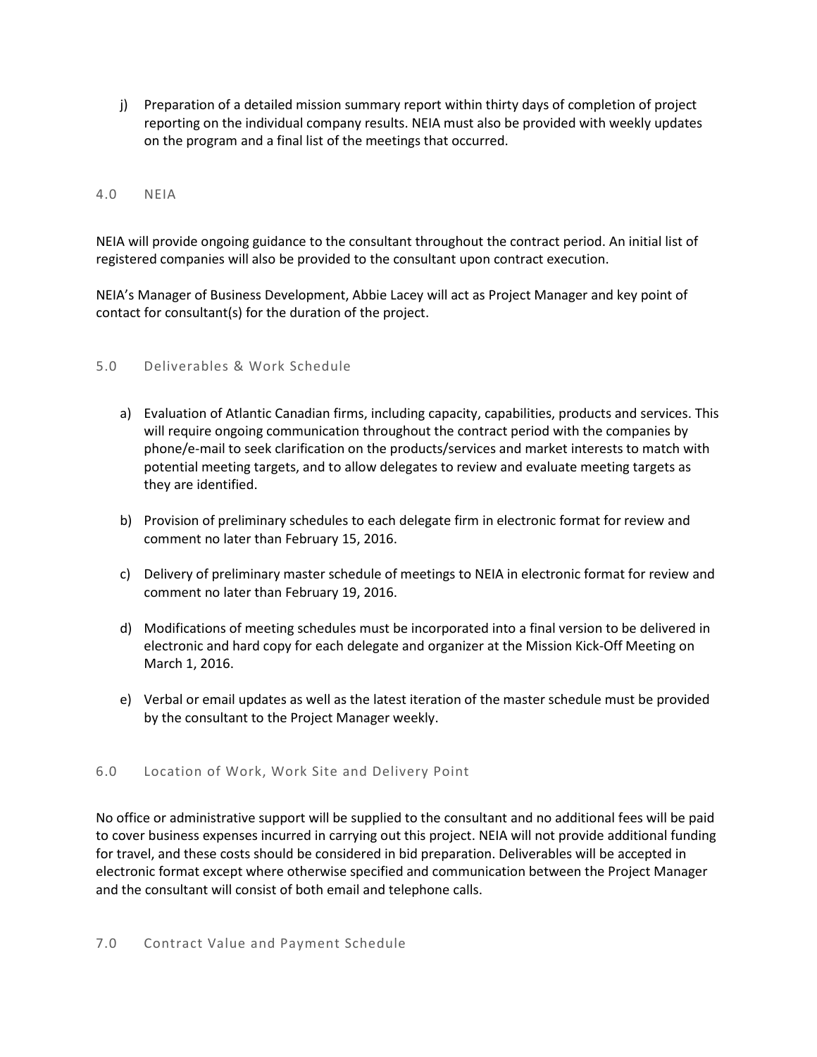j) Preparation of a detailed mission summary report within thirty days of completion of project reporting on the individual company results. NEIA must also be provided with weekly updates on the program and a final list of the meetings that occurred.

## 4.0 NEIA

NEIA will provide ongoing guidance to the consultant throughout the contract period. An initial list of registered companies will also be provided to the consultant upon contract execution.

NEIA's Manager of Business Development, Abbie Lacey will act as Project Manager and key point of contact for consultant(s) for the duration of the project.

## 5.0 Deliverables & Work Schedule

a) Evaluation of Atlantic Canadian firms, including capacity, capabilities, products and services. This will require ongoing communication throughout the contract period with the companies by phone/e-mail to seek clarification on the products/services and market interests to match with potential meeting targets, and to allow delegates to review and evaluate meeting targets as they are identified.

b) Provision of preliminary schedules to each delegate firm in electronic format for review and comment no later than February 15, 2016.

c) Delivery of preliminary master schedule of meetings to NEIA in electronic format for review and comment no later than February 19, 2016.

d) Modifications of meeting schedules must be incorporated into a final version to be delivered in electronic and hard copy for each delegate and organizer at the Mission Kick-Off Meeting on March 1, 2016.

e) Verbal or email updates as well as the latest iteration of the master schedule must be provided by the consultant to the Project Manager weekly.

## 6.0 Location of Work, Work Site and Delivery Point

No office or administrative support will be supplied to the consultant and no additional fees will be paid to cover business expenses incurred in carrying out this project. NEIA will not provide additional funding for travel, and these costs should be considered in bid preparation. Deliverables will be accepted in electronic format except where otherwise specified and communication between the Project Manager and the consultant will consist of both email and telephone calls.

## 7.0 Contract Value and Payment Schedule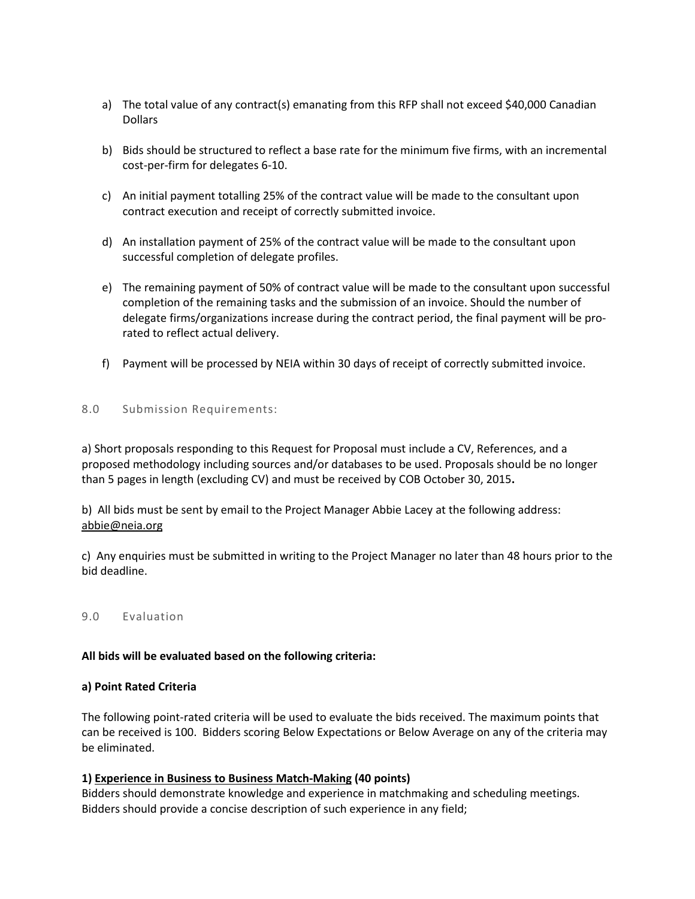a) The total value of any contract(s) emanating from this RFP shall not exceed $40,000 Canadian Dollars

b) Bids should be structured to reflect a base rate for the minimum five firms, with an incremental cost-per-firm for delegates 6-10.

c) An initial payment totalling 25% of the contract value will be made to the consultant upon contract execution and receipt of correctly submitted invoice.

d) An installation payment of 25% of the contract value will be made to the consultant upon successful completion of delegate profiles.

e) The remaining payment of 50% of contract value will be made to the consultant upon successful completion of the remaining tasks and the submission of an invoice. Should the number of delegate firms/organizations increase during the contract period, the final payment will be pro-rated to reflect actual delivery.

f) Payment will be processed by NEIA within 30 days of receipt of correctly submitted invoice.

## 8.0 Submission Requirements:

a) Short proposals responding to this Request for Proposal must include a CV, References, and a proposed methodology including sources and/or databases to be used. Proposals should be no longer than 5 pages in length (excluding CV) and must be received by COB October 30, 2015**.**

b) All bids must be sent by email to the Project Manager Abbie Lacey at the following address: abbie@neia.org

c) Any enquiries must be submitted in writing to the Project Manager no later than 48 hours prior to the bid deadline.

## 9.0 Evaluation

**All bids will be evaluated based on the following criteria:**

**a) Point Rated Criteria**

The following point-rated criteria will be used to evaluate the bids received. The maximum points that can be received is 100. Bidders scoring Below Expectations or Below Average on any of the criteria may be eliminated.

**1) Experience in Business to Business Match-Making (40 points)**
Bidders should demonstrate knowledge and experience in matchmaking and scheduling meetings. Bidders should provide a concise description of such experience in any field;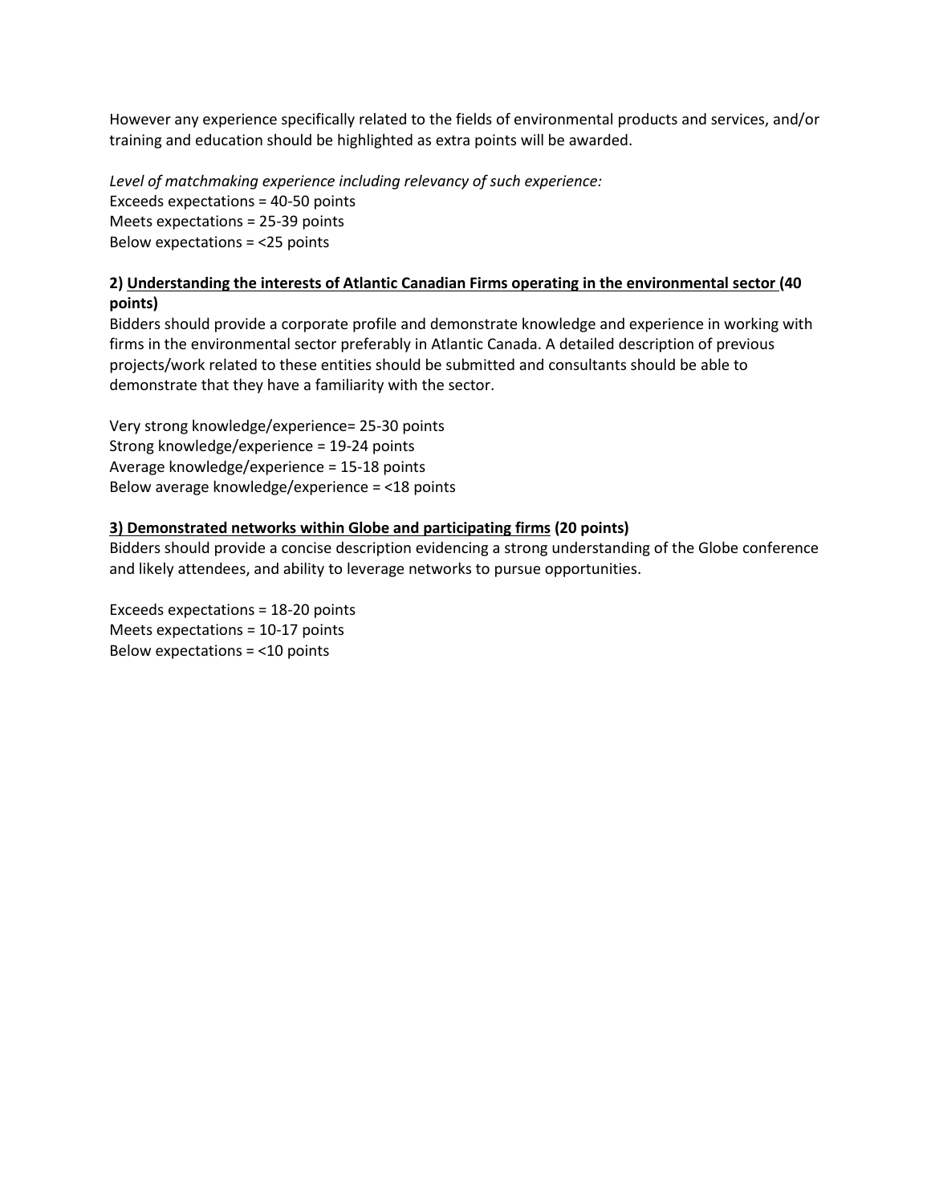However any experience specifically related to the fields of environmental products and services, and/or training and education should be highlighted as extra points will be awarded.

*Level of matchmaking experience including relevancy of such experience:*
Exceeds expectations = 40-50 points
Meets expectations = 25-39 points
Below expectations = <25 points

**2) <u>Understanding the interests of Atlantic Canadian Firms operating in the environmental sector</u> (40 points)**

Bidders should provide a corporate profile and demonstrate knowledge and experience in working with firms in the environmental sector preferably in Atlantic Canada. A detailed description of previous projects/work related to these entities should be submitted and consultants should be able to demonstrate that they have a familiarity with the sector.

Very strong knowledge/experience= 25-30 points
Strong knowledge/experience = 19-24 points
Average knowledge/experience = 15-18 points
Below average knowledge/experience = <18 points

**<u>3) Demonstrated networks within Globe and participating firms</u> (20 points)**

Bidders should provide a concise description evidencing a strong understanding of the Globe conference and likely attendees, and ability to leverage networks to pursue opportunities.

Exceeds expectations = 18-20 points
Meets expectations = 10-17 points
Below expectations = <10 points